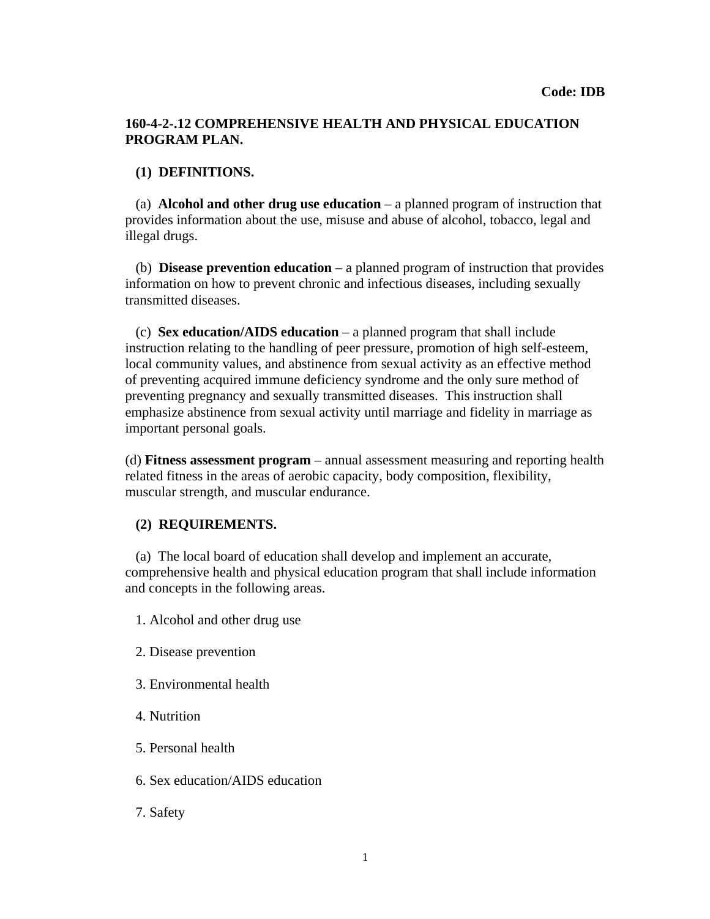**Code: IDB**

## 160-4-2-.12 COMPREHENSIVE HEALTH AND PHYSICAL EDUCATION PROGRAM PLAN.

### (1) DEFINITIONS.

(a) **Alcohol and other drug use education** – a planned program of instruction that provides information about the use, misuse and abuse of alcohol, tobacco, legal and illegal drugs.

(b) **Disease prevention education** – a planned program of instruction that provides information on how to prevent chronic and infectious diseases, including sexually transmitted diseases.

(c) **Sex education/AIDS education** – a planned program that shall include instruction relating to the handling of peer pressure, promotion of high self-esteem, local community values, and abstinence from sexual activity as an effective method of preventing acquired immune deficiency syndrome and the only sure method of preventing pregnancy and sexually transmitted diseases. This instruction shall emphasize abstinence from sexual activity until marriage and fidelity in marriage as important personal goals.

(d) **Fitness assessment program** – annual assessment measuring and reporting health related fitness in the areas of aerobic capacity, body composition, flexibility, muscular strength, and muscular endurance.

### (2) REQUIREMENTS.

(a) The local board of education shall develop and implement an accurate, comprehensive health and physical education program that shall include information and concepts in the following areas.

1. Alcohol and other drug use

2. Disease prevention

3. Environmental health

4. Nutrition

5. Personal health

6. Sex education/AIDS education

7. Safety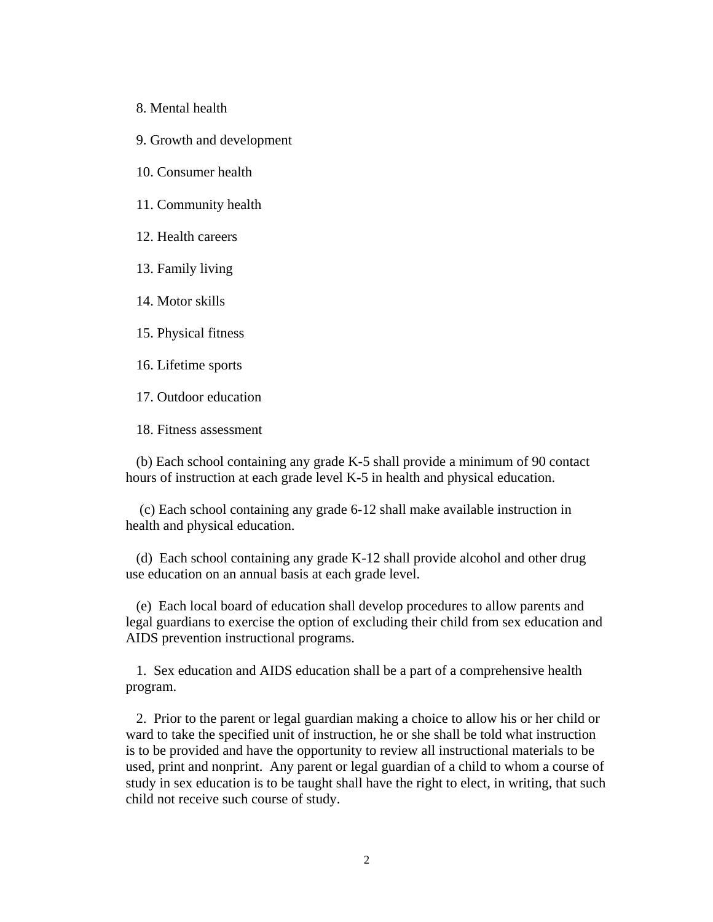8. Mental health

9. Growth and development

10. Consumer health

11. Community health

12. Health careers

13. Family living

14. Motor skills

15. Physical fitness

16. Lifetime sports

17. Outdoor education

18. Fitness assessment

(b) Each school containing any grade K-5 shall provide a minimum of 90 contact hours of instruction at each grade level K-5 in health and physical education.

(c) Each school containing any grade 6-12 shall make available instruction in health and physical education.

(d) Each school containing any grade K-12 shall provide alcohol and other drug use education on an annual basis at each grade level.

(e) Each local board of education shall develop procedures to allow parents and legal guardians to exercise the option of excluding their child from sex education and AIDS prevention instructional programs.

1. Sex education and AIDS education shall be a part of a comprehensive health program.

2. Prior to the parent or legal guardian making a choice to allow his or her child or ward to take the specified unit of instruction, he or she shall be told what instruction is to be provided and have the opportunity to review all instructional materials to be used, print and nonprint. Any parent or legal guardian of a child to whom a course of study in sex education is to be taught shall have the right to elect, in writing, that such child not receive such course of study.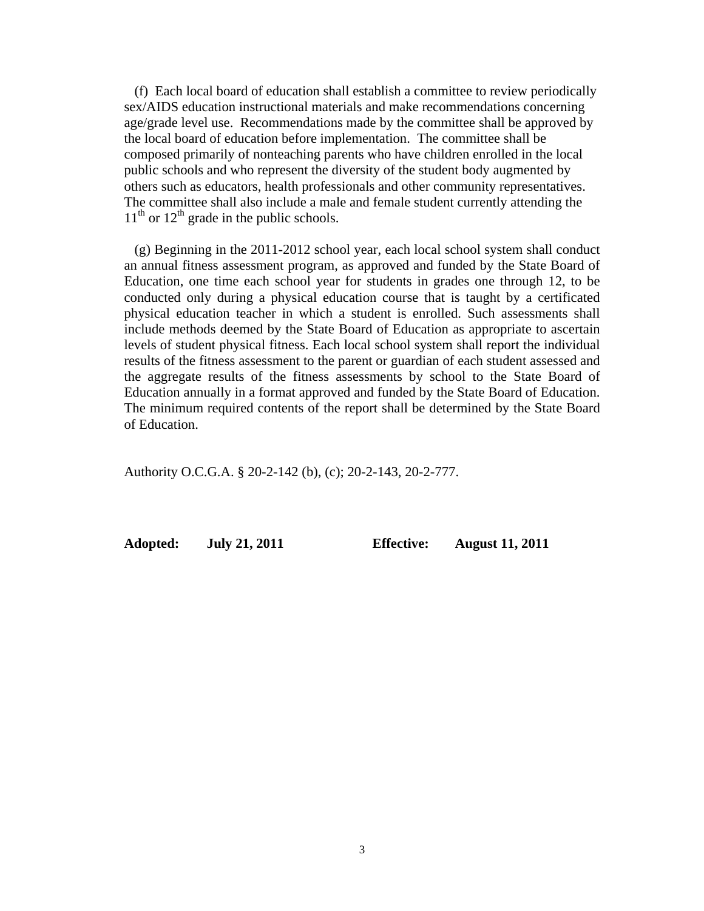(f) Each local board of education shall establish a committee to review periodically sex/AIDS education instructional materials and make recommendations concerning age/grade level use. Recommendations made by the committee shall be approved by the local board of education before implementation. The committee shall be composed primarily of nonteaching parents who have children enrolled in the local public schools and who represent the diversity of the student body augmented by others such as educators, health professionals and other community representatives. The committee shall also include a male and female student currently attending the $11^{th}$ or $12^{th}$ grade in the public schools.

(g) Beginning in the 2011-2012 school year, each local school system shall conduct an annual fitness assessment program, as approved and funded by the State Board of Education, one time each school year for students in grades one through 12, to be conducted only during a physical education course that is taught by a certificated physical education teacher in which a student is enrolled. Such assessments shall include methods deemed by the State Board of Education as appropriate to ascertain levels of student physical fitness. Each local school system shall report the individual results of the fitness assessment to the parent or guardian of each student assessed and the aggregate results of the fitness assessments by school to the State Board of Education annually in a format approved and funded by the State Board of Education. The minimum required contents of the report shall be determined by the State Board of Education.

Authority O.C.G.A. § 20-2-142 (b), (c); 20-2-143, 20-2-777.

**Adopted: July 21, 2011** **Effective: August 11, 2011**